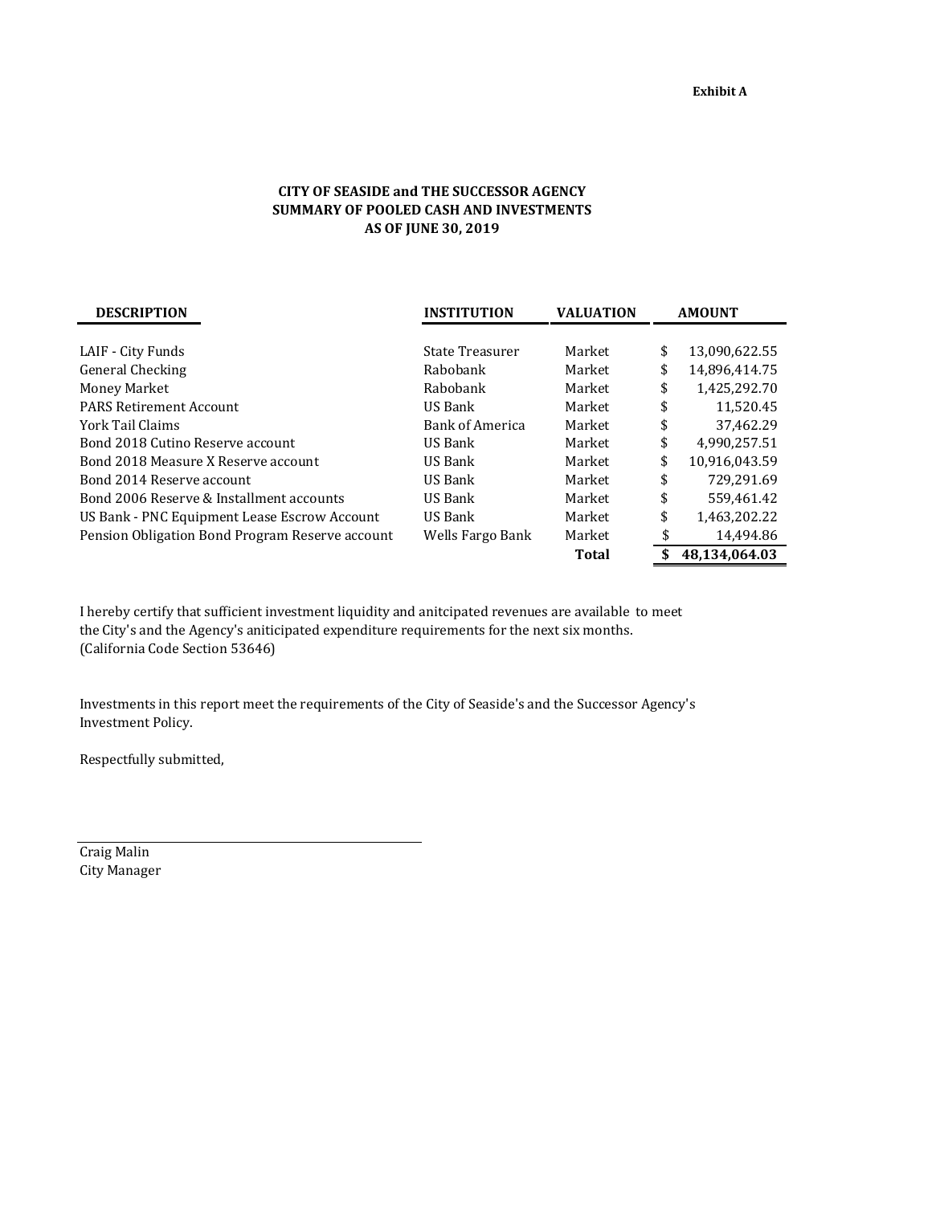**Exhibit A**

**CITY OF SEASIDE and THE SUCCESSOR AGENCY**
**SUMMARY OF POOLED CASH AND INVESTMENTS**
**AS OF JUNE 30, 2019**

| DESCRIPTION | INSTITUTION | VALUATION | AMOUNT |
|---|---|---|---|
| LAIF - City Funds | State Treasurer | Market | $ 13,090,622.55 |
| General Checking | Rabobank | Market | $ 14,896,414.75 |
| Money Market | Rabobank | Market | $ 1,425,292.70 |
| PARS Retirement Account | US Bank | Market | $ 11,520.45 |
| York Tail Claims | Bank of America | Market | $ 37,462.29 |
| Bond 2018 Cutino Reserve account | US Bank | Market | $ 4,990,257.51 |
| Bond 2018 Measure X Reserve account | US Bank | Market | $ 10,916,043.59 |
| Bond 2014 Reserve account | US Bank | Market | $ 729,291.69 |
| Bond 2006 Reserve & Installment accounts | US Bank | Market | $ 559,461.42 |
| US Bank - PNC Equipment Lease Escrow Account | US Bank | Market | $ 1,463,202.22 |
| Pension Obligation Bond Program Reserve account | Wells Fargo Bank | Market | $ 14,494.86 |
| | | **Total** | **$ 48,134,064.03** |

I hereby certify that sufficient investment liquidity and anitcipated revenues are available to meet the City's and the Agency's aniticipated expenditure requirements for the next six months. (California Code Section 53646)

Investments in this report meet the requirements of the City of Seaside's and the Successor Agency's Investment Policy.

Respectfully submitted,

Craig Malin
City Manager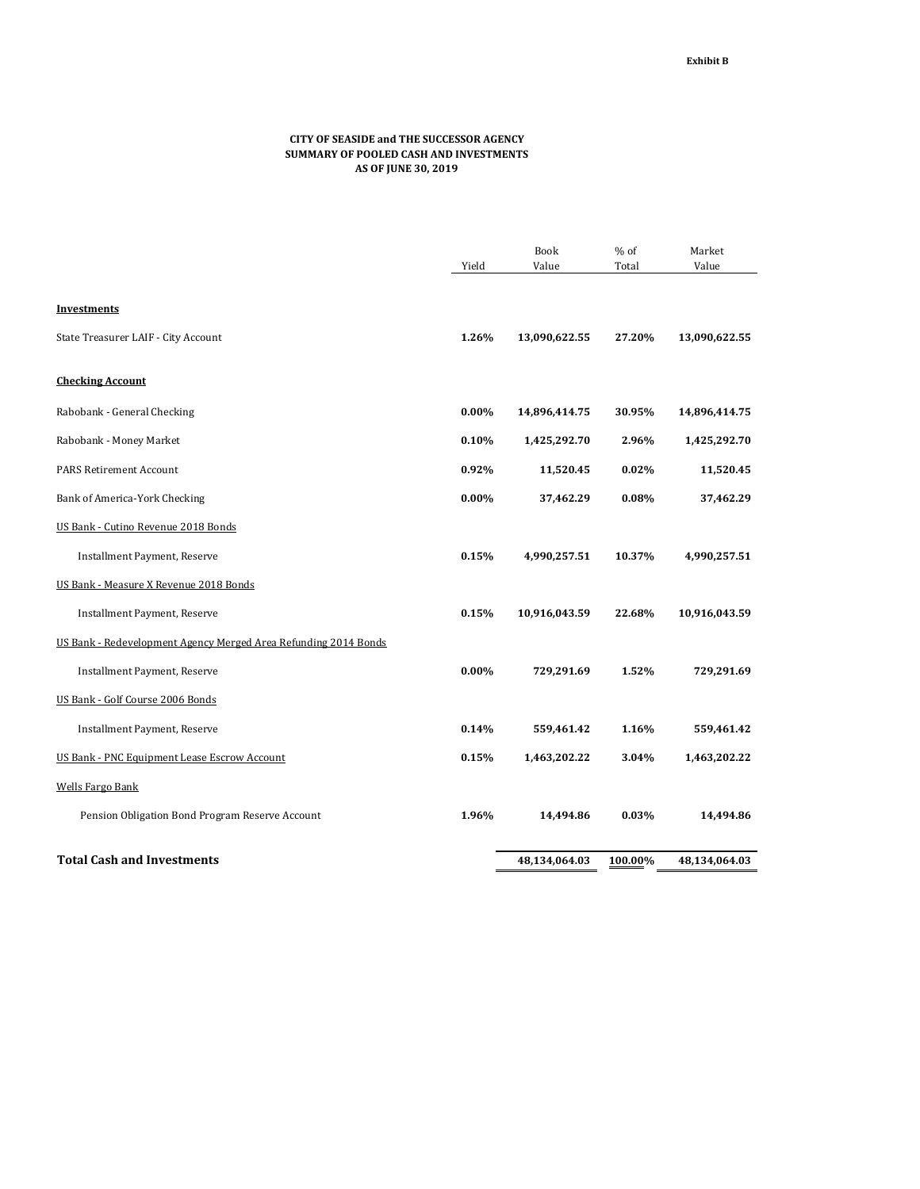Exhibit B

**CITY OF SEASIDE and THE SUCCESSOR AGENCY**
**SUMMARY OF POOLED CASH AND INVESTMENTS**
**AS OF JUNE 30, 2019**

| | Yield | Book Value | % of Total | Market Value |
|---|---|---|---|---|
| **Investments** | | | | |
| State Treasurer LAIF - City Account | **1.26%** | **13,090,622.55** | **27.20%** | **13,090,622.55** |
| **Checking Account** | | | | |
| Rabobank - General Checking | **0.00%** | **14,896,414.75** | **30.95%** | **14,896,414.75** |
| Rabobank - Money Market | **0.10%** | **1,425,292.70** | **2.96%** | **1,425,292.70** |
| PARS Retirement Account | **0.92%** | **11,520.45** | **0.02%** | **11,520.45** |
| Bank of America-York Checking | **0.00%** | **37,462.29** | **0.08%** | **37,462.29** |
| US Bank - Cutino Revenue 2018 Bonds | | | | |
| Installment Payment, Reserve | **0.15%** | **4,990,257.51** | **10.37%** | **4,990,257.51** |
| US Bank - Measure X Revenue 2018 Bonds | | | | |
| Installment Payment, Reserve | **0.15%** | **10,916,043.59** | **22.68%** | **10,916,043.59** |
| US Bank - Redevelopment Agency Merged Area Refunding 2014 Bonds | | | | |
| Installment Payment, Reserve | **0.00%** | **729,291.69** | **1.52%** | **729,291.69** |
| US Bank - Golf Course 2006 Bonds | | | | |
| Installment Payment, Reserve | **0.14%** | **559,461.42** | **1.16%** | **559,461.42** |
| US Bank - PNC Equipment Lease Escrow Account | **0.15%** | **1,463,202.22** | **3.04%** | **1,463,202.22** |
| Wells Fargo Bank | | | | |
| Pension Obligation Bond Program Reserve Account | **1.96%** | **14,494.86** | **0.03%** | **14,494.86** |
| **Total Cash and Investments** | | **48,134,064.03** | **100.00%** | **48,134,064.03** |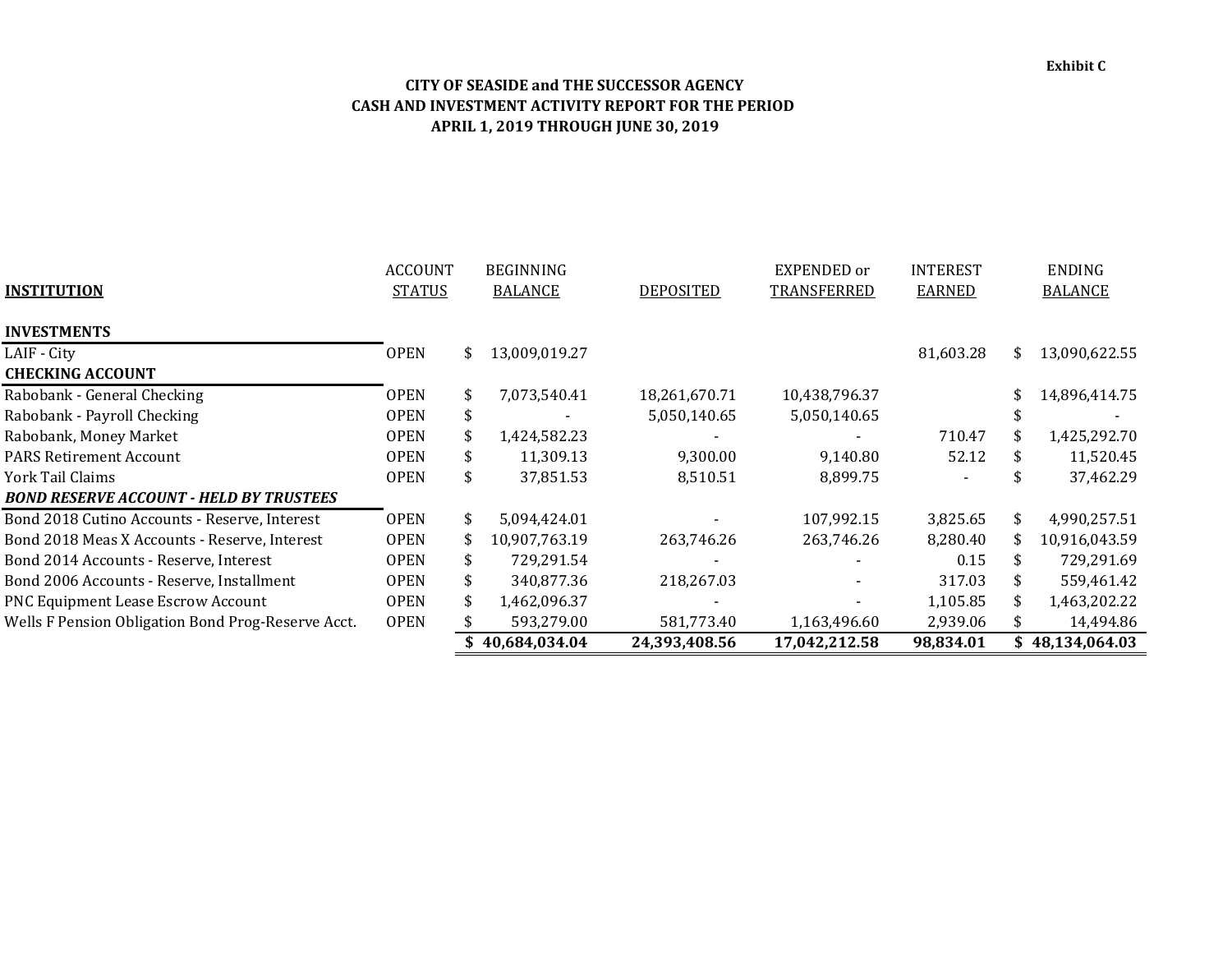Exhibit C

**CITY OF SEASIDE and THE SUCCESSOR AGENCY**
**CASH AND INVESTMENT ACTIVITY REPORT FOR THE PERIOD**
**APRIL 1, 2019 THROUGH JUNE 30, 2019**

| INSTITUTION | ACCOUNT STATUS | BEGINNING BALANCE | DEPOSITED | EXPENDED or TRANSFERRED | INTEREST EARNED | ENDING BALANCE |
|---|---|---|---|---|---|---|
| **INVESTMENTS** | | | | | | |
| LAIF - City | OPEN | $ 13,009,019.27 | | | 81,603.28 | $ 13,090,622.55 |
| **CHECKING ACCOUNT** | | | | | | |
| Rabobank - General Checking | OPEN | $ 7,073,540.41 | 18,261,670.71 | 10,438,796.37 | | $ 14,896,414.75 |
| Rabobank - Payroll Checking | OPEN | $ - | 5,050,140.65 | 5,050,140.65 | | $ - |
| Rabobank, Money Market | OPEN | $ 1,424,582.23 | - | - | 710.47 | $ 1,425,292.70 |
| PARS Retirement Account | OPEN | $ 11,309.13 | 9,300.00 | 9,140.80 | 52.12 | $ 11,520.45 |
| York Tail Claims | OPEN | $ 37,851.53 | 8,510.51 | 8,899.75 | - | $ 37,462.29 |
| ***BOND RESERVE ACCOUNT - HELD BY TRUSTEES*** | | | | | | |
| Bond 2018 Cutino Accounts - Reserve, Interest | OPEN | $ 5,094,424.01 | - | 107,992.15 | 3,825.65 | $ 4,990,257.51 |
| Bond 2018 Meas X Accounts - Reserve, Interest | OPEN | $ 10,907,763.19 | 263,746.26 | 263,746.26 | 8,280.40 | $ 10,916,043.59 |
| Bond 2014 Accounts - Reserve, Interest | OPEN | $ 729,291.54 | - | - | 0.15 | $ 729,291.69 |
| Bond 2006 Accounts - Reserve, Installment | OPEN | $ 340,877.36 | 218,267.03 | - | 317.03 | $ 559,461.42 |
| PNC Equipment Lease Escrow Account | OPEN | $ 1,462,096.37 | - | - | 1,105.85 | $ 1,463,202.22 |
| Wells F Pension Obligation Bond Prog-Reserve Acct. | OPEN | $ 593,279.00 | 581,773.40 | 1,163,496.60 | 2,939.06 | $ 14,494.86 |
| | | **$ 40,684,034.04** | **24,393,408.56** | **17,042,212.58** | **98,834.01** | **$ 48,134,064.03** |